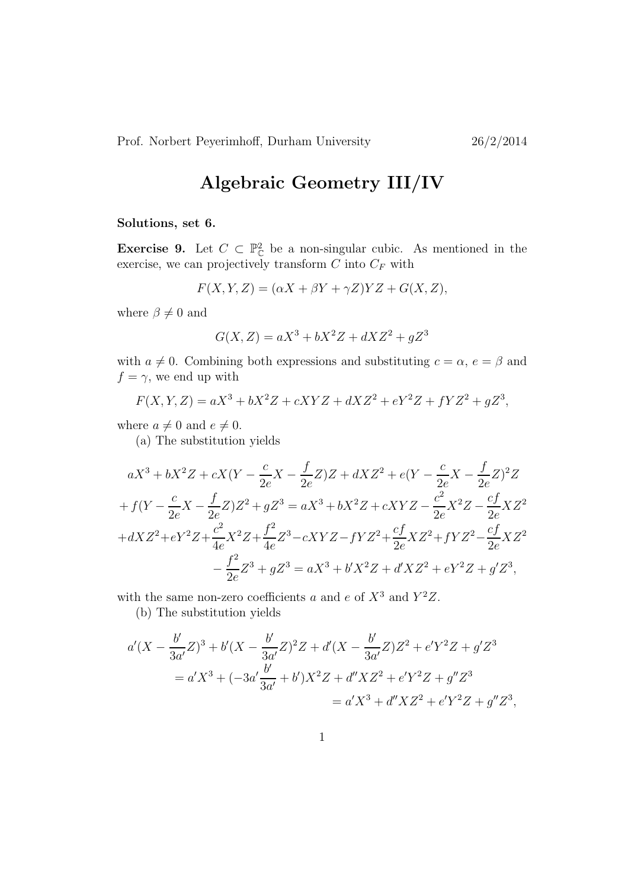Prof. Norbert Peyerimhoff, Durham University 26/2/2014

# Algebraic Geometry III/IV

**Solutions, set 6.**

**Exercise 9.** Let $C \subset \mathbb{P}^2_{\mathbb{C}}$ be a non-singular cubic. As mentioned in the exercise, we can projectively transform $C$ into $C_F$ with

$$F(X,Y,Z) = (\alpha X + \beta Y + \gamma Z)YZ + G(X,Z),$$

where $\beta \neq 0$ and

$$G(X,Z) = aX^3 + bX^2Z + dXZ^2 + gZ^3$$

with $a \neq 0$. Combining both expressions and substituting $c = \alpha$, $e = \beta$ and $f = \gamma$, we end up with

$$F(X,Y,Z) = aX^3 + bX^2Z + cXYZ + dXZ^2 + eY^2Z + fYZ^2 + gZ^3,$$

where $a \neq 0$ and $e \neq 0$.

(a) The substitution yields

$$\begin{aligned}
&aX^3 + bX^2Z + cX(Y - \frac{c}{2e}X - \frac{f}{2e}Z)Z + dXZ^2 + e(Y - \frac{c}{2e}X - \frac{f}{2e}Z)^2Z \\
&+ f(Y - \frac{c}{2e}X - \frac{f}{2e}Z)Z^2 + gZ^3 = aX^3 + bX^2Z + cXYZ - \frac{c^2}{2e}X^2Z - \frac{cf}{2e}XZ^2 \\
&+ dXZ^2 + eY^2Z + \frac{c^2}{4e}X^2Z + \frac{f^2}{4e}Z^3 - cXYZ - fYZ^2 + \frac{cf}{2e}XZ^2 + fYZ^2 - \frac{cf}{2e}XZ^2 \\
&- \frac{f^2}{2e}Z^3 + gZ^3 = aX^3 + b'X^2Z + d'XZ^2 + eY^2Z + g'Z^3,
\end{aligned}$$

with the same non-zero coefficients $a$ and $e$ of $X^3$ and $Y^2Z$.

(b) The substitution yields

$$\begin{aligned}
&a'(X - \frac{b'}{3a'}Z)^3 + b'(X - \frac{b'}{3a'}Z)^2Z + d'(X - \frac{b'}{3a'}Z)Z^2 + e'Y^2Z + g'Z^3 \\
&= a'X^3 + (-3a'\frac{b'}{3a'} + b')X^2Z + d''XZ^2 + e'Y^2Z + g''Z^3 \\
&= a'X^3 + d''XZ^2 + e'Y^2Z + g''Z^3,
\end{aligned}$$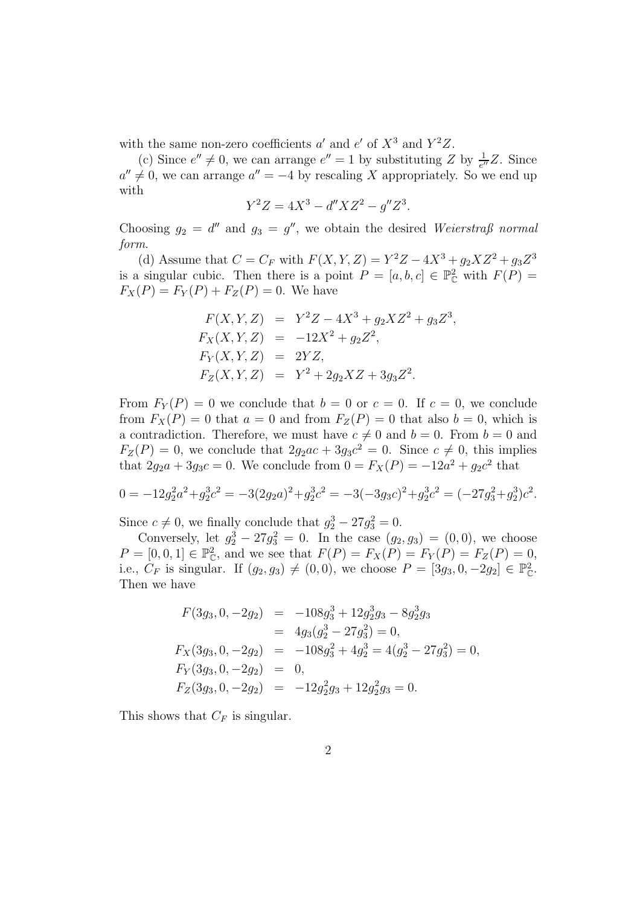with the same non-zero coefficients $a'$ and $e'$ of $X^3$ and $Y^2Z$.

(c) Since $e'' \neq 0$, we can arrange $e'' = 1$ by substituting $Z$ by $\frac{1}{e''}Z$. Since $a'' \neq 0$, we can arrange $a'' = -4$ by rescaling $X$ appropriately. So we end up with

$$Y^2Z = 4X^3 - d''XZ^2 - g''Z^3.$$

Choosing $g_2 = d''$ and $g_3 = g''$, we obtain the desired *Weierstraß normal form*.

(d) Assume that $C = C_F$ with $F(X, Y, Z) = Y^2Z - 4X^3 + g_2XZ^2 + g_3Z^3$ is a singular cubic. Then there is a point $P = [a, b, c] \in \mathbb{P}^2_{\mathbb{C}}$ with $F(P) = F_X(P) = F_Y(P) + F_Z(P) = 0$. We have

$$\begin{aligned}
F(X, Y, Z) &= Y^2Z - 4X^3 + g_2XZ^2 + g_3Z^3, \\
F_X(X, Y, Z) &= -12X^2 + g_2Z^2, \\
F_Y(X, Y, Z) &= 2YZ, \\
F_Z(X, Y, Z) &= Y^2 + 2g_2XZ + 3g_3Z^2.
\end{aligned}$$

From $F_Y(P) = 0$ we conclude that $b = 0$ or $c = 0$. If $c = 0$, we conclude from $F_X(P) = 0$ that $a = 0$ and from $F_Z(P) = 0$ that also $b = 0$, which is a contradiction. Therefore, we must have $c \neq 0$ and $b = 0$. From $b = 0$ and $F_Z(P) = 0$, we conclude that $2g_2ac + 3g_3c^2 = 0$. Since $c \neq 0$, this implies that $2g_2a + 3g_3c = 0$. We conclude from $0 = F_X(P) = -12a^2 + g_2c^2$ that

$$0 = -12g_2^2a^2 + g_2^3c^2 = -3(2g_2a)^2 + g_2^3c^2 = -3(-3g_3c)^2 + g_2^3c^2 = (-27g_3^2 + g_2^3)c^2.$$

Since $c \neq 0$, we finally conclude that $g_2^3 - 27g_3^2 = 0$.

Conversely, let $g_2^3 - 27g_3^2 = 0$. In the case $(g_2, g_3) = (0, 0)$, we choose $P = [0, 0, 1] \in \mathbb{P}^2_{\mathbb{C}}$, and we see that $F(P) = F_X(P) = F_Y(P) = F_Z(P) = 0$, i.e., $C_F$ is singular. If $(g_2, g_3) \neq (0, 0)$, we choose $P = [3g_3, 0, -2g_2] \in \mathbb{P}^2_{\mathbb{C}}$. Then we have

$$\begin{aligned}
F(3g_3, 0, -2g_2) &= -108g_3^3 + 12g_2^3g_3 - 8g_2^3g_3 \\
&= 4g_3(g_2^3 - 27g_3^2) = 0, \\
F_X(3g_3, 0, -2g_2) &= -108g_3^2 + 4g_2^3 = 4(g_2^3 - 27g_3^2) = 0, \\
F_Y(3g_3, 0, -2g_2) &= 0, \\
F_Z(3g_3, 0, -2g_2) &= -12g_2^2g_3 + 12g_2^2g_3 = 0.
\end{aligned}$$

This shows that $C_F$ is singular.